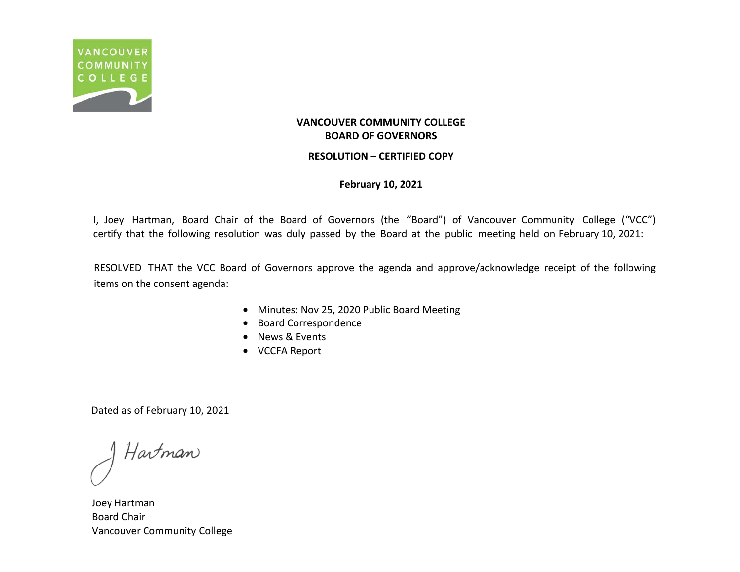VANCOUVER COMMUNITY COLLEGE

**VANCOUVER COMMUNITY COLLEGE**
**BOARD OF GOVERNORS**

**RESOLUTION – CERTIFIED COPY**

**February 10, 2021**

I, Joey Hartman, Board Chair of the Board of Governors (the "Board") of Vancouver Community College ("VCC") certify that the following resolution was duly passed by the Board at the public meeting held on February 10, 2021:

RESOLVED THAT the VCC Board of Governors approve the agenda and approve/acknowledge receipt of the following items on the consent agenda:

- Minutes: Nov 25, 2020 Public Board Meeting
- Board Correspondence
- News & Events
- VCCFA Report

Dated as of February 10, 2021

J Hartman

Joey Hartman
Board Chair
Vancouver Community College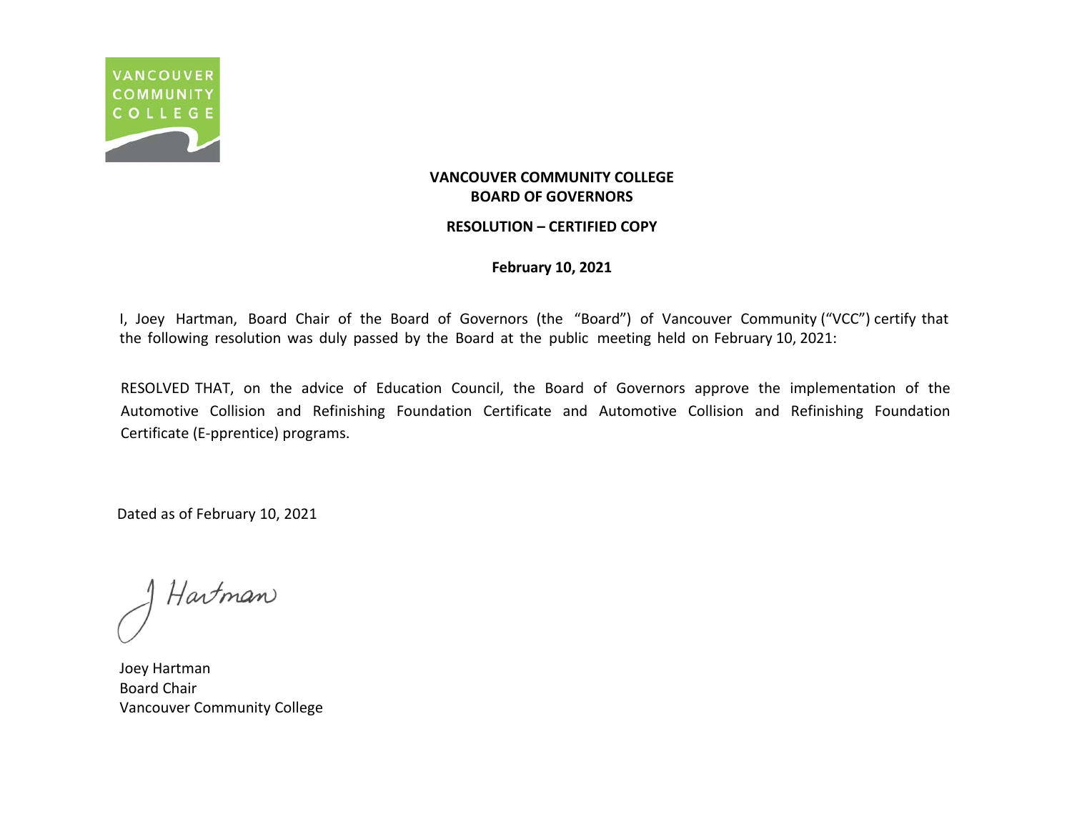VANCOUVER COMMUNITY COLLEGE

**VANCOUVER COMMUNITY COLLEGE**
**BOARD OF GOVERNORS**

**RESOLUTION – CERTIFIED COPY**

**February 10, 2021**

I, Joey Hartman, Board Chair of the Board of Governors (the "Board") of Vancouver Community ("VCC") certify that the following resolution was duly passed by the Board at the public meeting held on February 10, 2021:

RESOLVED THAT, on the advice of Education Council, the Board of Governors approve the implementation of the Automotive Collision and Refinishing Foundation Certificate and Automotive Collision and Refinishing Foundation Certificate (E-pprentice) programs.

Dated as of February 10, 2021

J Hartman

Joey Hartman
Board Chair
Vancouver Community College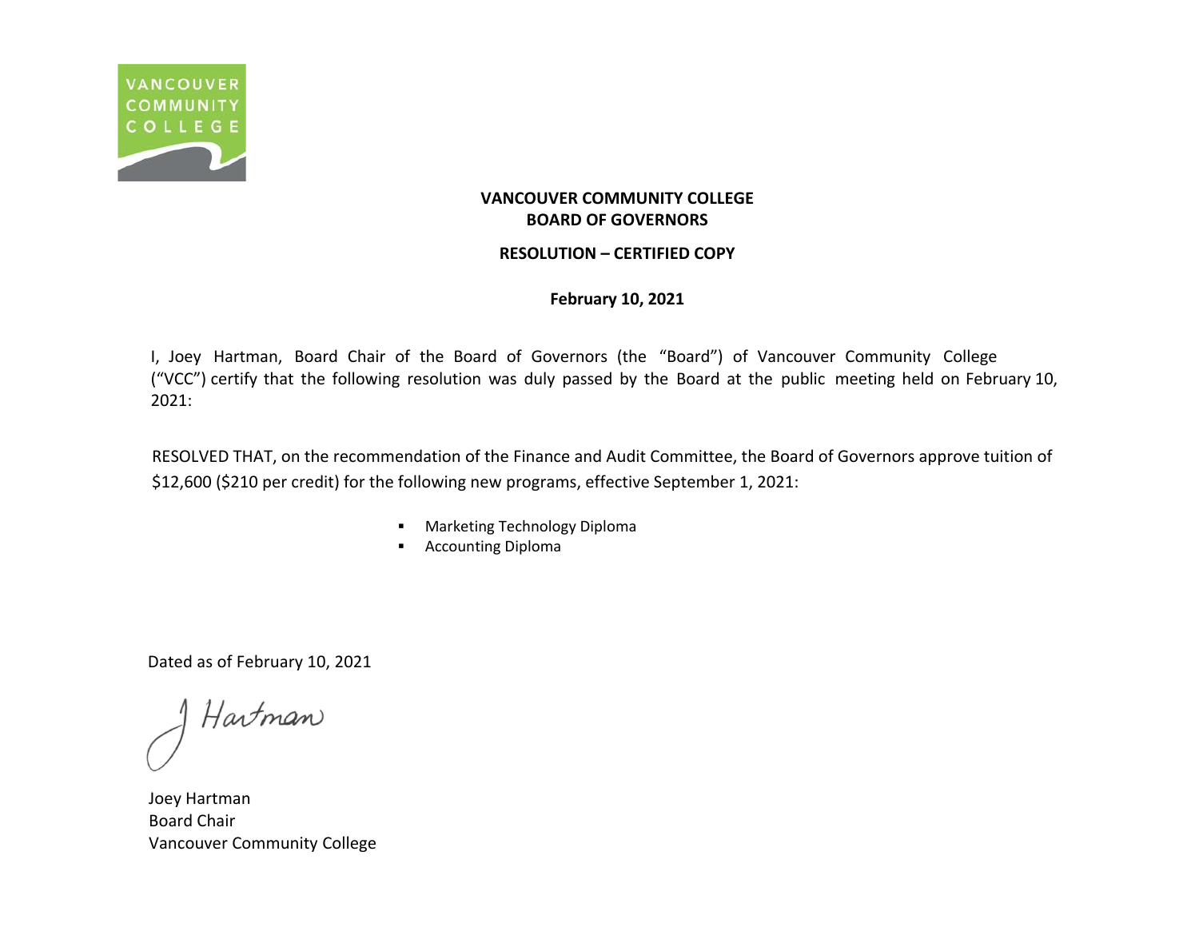**VANCOUVER COMMUNITY COLLEGE**
**BOARD OF GOVERNORS**

**RESOLUTION – CERTIFIED COPY**

**February 10, 2021**

I, Joey Hartman, Board Chair of the Board of Governors (the "Board") of Vancouver Community College ("VCC") certify that the following resolution was duly passed by the Board at the public meeting held on February 10, 2021:

RESOLVED THAT, on the recommendation of the Finance and Audit Committee, the Board of Governors approve tuition of $12,600 ($210 per credit) for the following new programs, effective September 1, 2021:

- Marketing Technology Diploma
- Accounting Diploma

Dated as of February 10, 2021

J Hartman

Joey Hartman
Board Chair
Vancouver Community College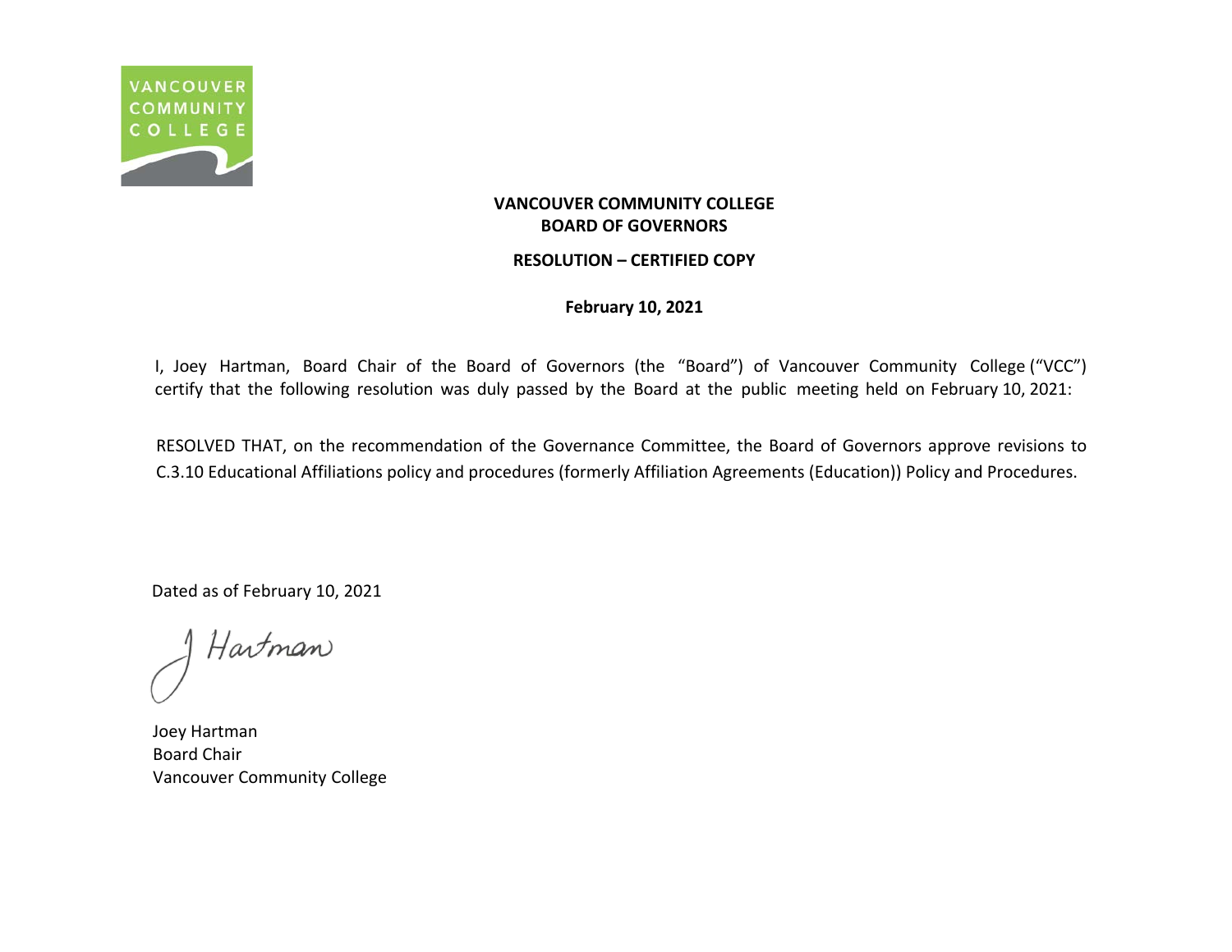**VANCOUVER COMMUNITY COLLEGE**
**BOARD OF GOVERNORS**

**RESOLUTION – CERTIFIED COPY**

**February 10, 2021**

I, Joey Hartman, Board Chair of the Board of Governors (the "Board") of Vancouver Community College ("VCC") certify that the following resolution was duly passed by the Board at the public meeting held on February 10, 2021:

RESOLVED THAT, on the recommendation of the Governance Committee, the Board of Governors approve revisions to C.3.10 Educational Affiliations policy and procedures (formerly Affiliation Agreements (Education)) Policy and Procedures.

Dated as of February 10, 2021

J Hartman

Joey Hartman
Board Chair
Vancouver Community College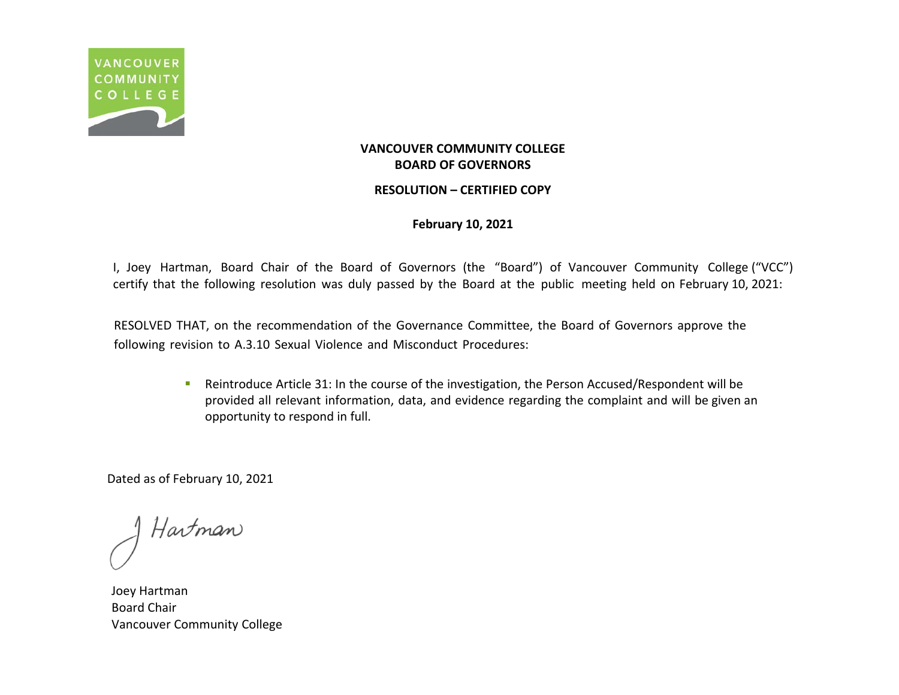**VANCOUVER COMMUNITY COLLEGE**
**BOARD OF GOVERNORS**

**RESOLUTION – CERTIFIED COPY**

**February 10, 2021**

I, Joey Hartman, Board Chair of the Board of Governors (the "Board") of Vancouver Community College ("VCC") certify that the following resolution was duly passed by the Board at the public meeting held on February 10, 2021:

RESOLVED THAT, on the recommendation of the Governance Committee, the Board of Governors approve the following revision to A.3.10 Sexual Violence and Misconduct Procedures:

- Reintroduce Article 31: In the course of the investigation, the Person Accused/Respondent will be provided all relevant information, data, and evidence regarding the complaint and will be given an opportunity to respond in full.

Dated as of February 10, 2021

J Hartman

Joey Hartman
Board Chair
Vancouver Community College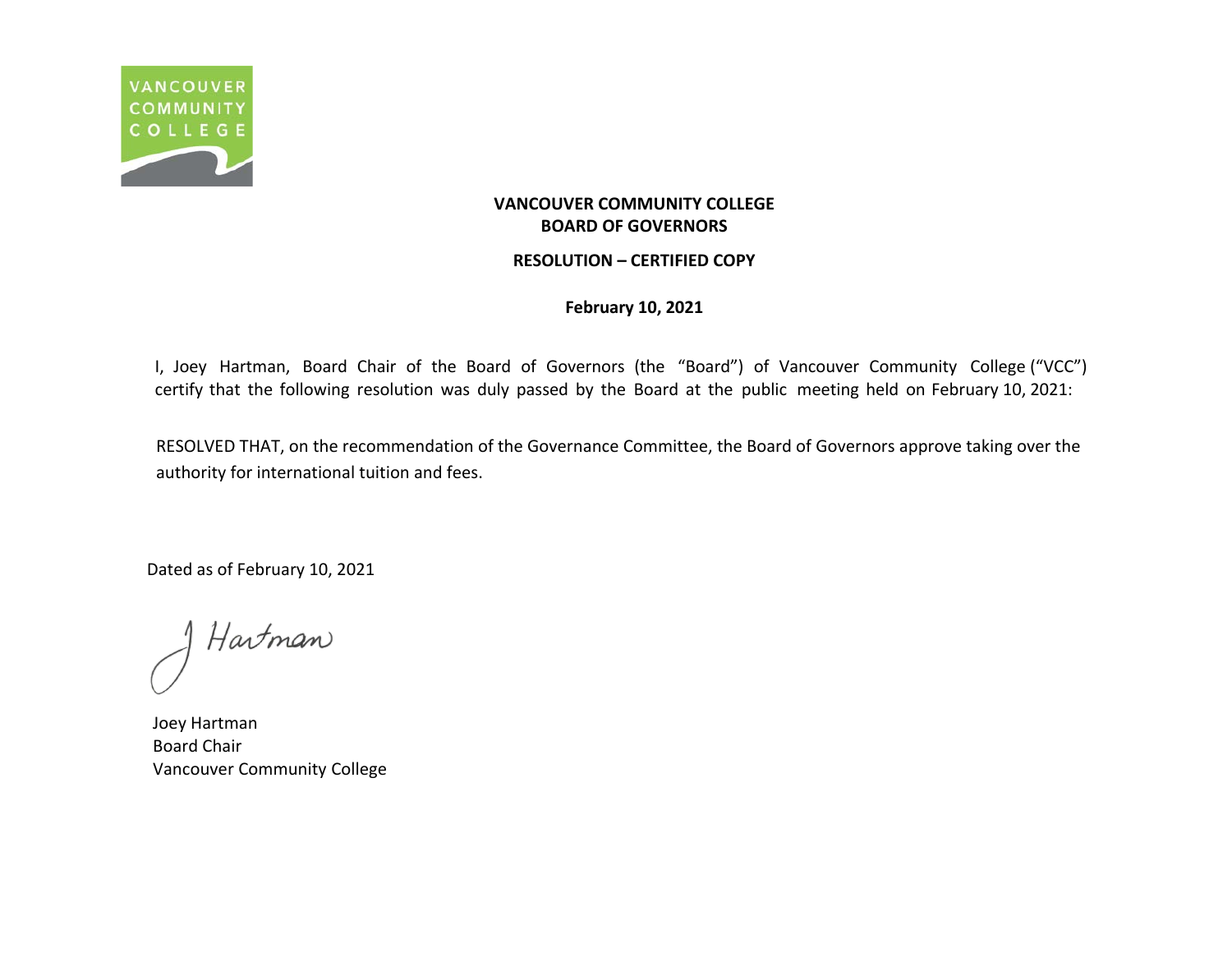**VANCOUVER COMMUNITY COLLEGE**
**BOARD OF GOVERNORS**

**RESOLUTION – CERTIFIED COPY**

**February 10, 2021**

I, Joey Hartman, Board Chair of the Board of Governors (the "Board") of Vancouver Community College ("VCC") certify that the following resolution was duly passed by the Board at the public meeting held on February 10, 2021:

RESOLVED THAT, on the recommendation of the Governance Committee, the Board of Governors approve taking over the authority for international tuition and fees.

Dated as of February 10, 2021

J Hartman

Joey Hartman
Board Chair
Vancouver Community College